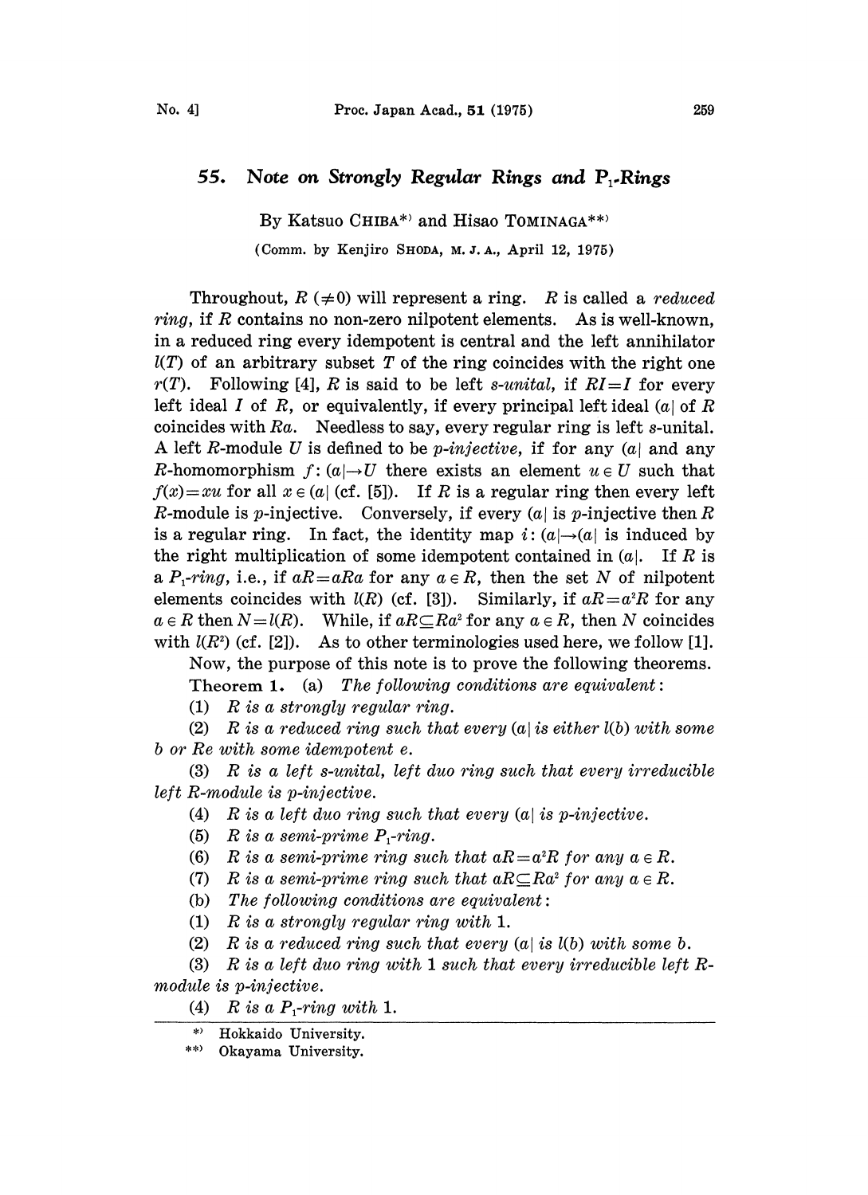# 55. Note on Strongly Regular Rings and $P_1$-Rings

By Katsuo CHIBA[\*] and Hisao TOMINAGA[\*\*]

(Comm. by Kenjiro SHODA, M. J. A., April 12, 1975)

Throughout, $R$ ($\neq 0$) will represent a ring. $R$ is called a *reduced ring*, if $R$ contains no non-zero nilpotent elements. As is well-known, in a reduced ring every idempotent is central and the left annihilator $l(T)$ of an arbitrary subset $T$ of the ring coincides with the right one $r(T)$. Following [4], $R$ is said to be left *s-unital*, if $RI=I$ for every left ideal $I$ of $R$, or equivalently, if every principal left ideal $(a|$ of $R$ coincides with $Ra$. Needless to say, every regular ring is left s-unital. A left $R$-module $U$ is defined to be *p-injective*, if for any $(a|$ and any $R$-homomorphism $f:(a|\to U$ there exists an element $u \in U$ such that $f(x)=xu$ for all $x \in (a|$ (cf. [5]). If $R$ is a regular ring then every left $R$-module is p-injective. Conversely, if every $(a|$ is p-injective then $R$ is a regular ring. In fact, the identity map $i:(a|\to(a|$ is induced by the right multiplication of some idempotent contained in $(a|$. If $R$ is a $P_1$-*ring*, i.e., if $aR=aRa$ for any $a \in R$, then the set $N$ of nilpotent elements coincides with $l(R)$ (cf. [3]). Similarly, if $aR=a^2R$ for any $a \in R$ then $N=l(R)$. While, if $aR\subseteq Ra^2$ for any $a \in R$, then $N$ coincides with $l(R^2)$ (cf. [2]). As to other terminologies used here, we follow [1].

Now, the purpose of this note is to prove the following theorems.

**Theorem 1.** (a) *The following conditions are equivalent*:

(1) *$R$ is a strongly regular ring.*

(2) *$R$ is a reduced ring such that every $(a|$ is either $l(b)$ with some $b$ or $Re$ with some idempotent $e$.*

(3) *$R$ is a left s-unital, left duo ring such that every irreducible left $R$-module is p-injective.*

(4) *$R$ is a left duo ring such that every $(a|$ is p-injective.*

(5) *$R$ is a semi-prime $P_1$-ring.*

(6) *$R$ is a semi-prime ring such that $aR=a^2R$ for any $a \in R$.*

(7) *$R$ is a semi-prime ring such that $aR\subseteq Ra^2$ for any $a \in R$.*

(b) *The following conditions are equivalent*:

(1) *$R$ is a strongly regular ring with 1.*

(2) *$R$ is a reduced ring such that every $(a|$ is $l(b)$ with some $b$.*

(3) *$R$ is a left duo ring with 1 such that every irreducible left $R$-module is p-injective.*

(4) *$R$ is a $P_1$-ring with 1.*

---

[\*] Hokkaido University.

[\*\*] Okayama University.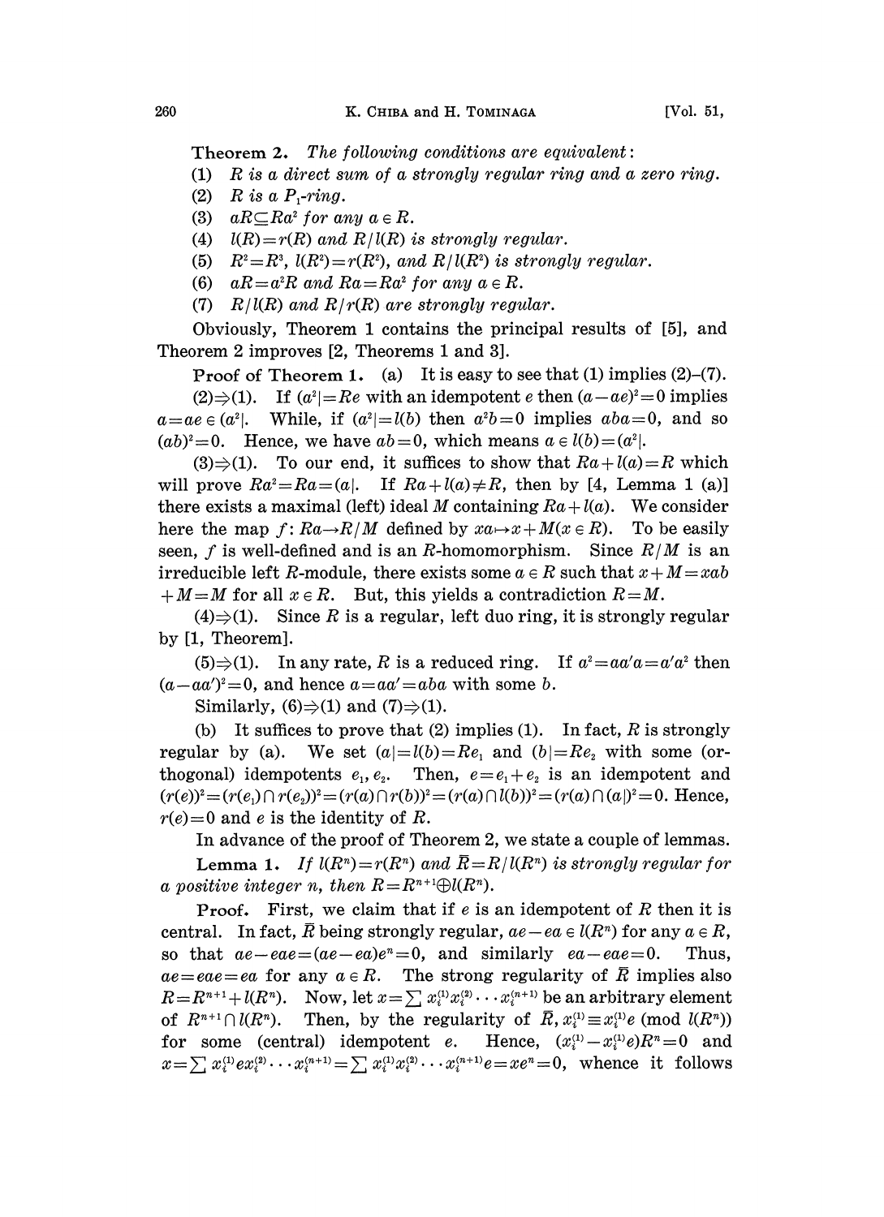**Theorem 2.** *The following conditions are equivalent*:

(1) *$R$ is a direct sum of a strongly regular ring and a zero ring.*

(2) *$R$ is a $P_1$-ring.*

(3) *$aR \subseteq Ra^2$ for any $a \in R$.*

(4) *$l(R) = r(R)$ and $R/l(R)$ is strongly regular.*

(5) *$R^2 = R^3$, $l(R^2) = r(R^2)$, and $R/l(R^2)$ is strongly regular.*

(6) *$aR = a^2R$ and $Ra = Ra^2$ for any $a \in R$.*

(7) *$R/l(R)$ and $R/r(R)$ are strongly regular.*

Obviously, Theorem 1 contains the principal results of [5], and Theorem 2 improves [2, Theorems 1 and 3].

**Proof of Theorem 1.** (a) It is easy to see that (1) implies (2)–(7).

(2)$\Rightarrow$(1). If $(a^2| = Re$ with an idempotent $e$ then $(a - ae)^2 = 0$ implies $a = ae \in (a^2|$. While, if $(a^2| = l(b)$ then $a^2b = 0$ implies $aba = 0$, and so $(ab)^2 = 0$. Hence, we have $ab = 0$, which means $a \in l(b) = (a^2|$.

(3)$\Rightarrow$(1). To our end, it suffices to show that $Ra + l(a) = R$ which will prove $Ra^2 = Ra = (a|$. If $Ra + l(a) \neq R$, then by [4, Lemma 1 (a)] there exists a maximal (left) ideal $M$ containing $Ra + l(a)$. We consider here the map $f: Ra \to R/M$ defined by $xa \mapsto x + M (x \in R)$. To be easily seen, $f$ is well-defined and is an $R$-homomorphism. Since $R/M$ is an irreducible left $R$-module, there exists some $a \in R$ such that $x + M = xab + M = M$ for all $x \in R$. But, this yields a contradiction $R = M$.

(4)$\Rightarrow$(1). Since $R$ is a regular, left duo ring, it is strongly regular by [1, Theorem].

(5)$\Rightarrow$(1). In any rate, $R$ is a reduced ring. If $a^2 = aa'a = a'a^2$ then $(a - aa')^2 = 0$, and hence $a = aa' = aba$ with some $b$.

Similarly, (6)$\Rightarrow$(1) and (7)$\Rightarrow$(1).

(b) It suffices to prove that (2) implies (1). In fact, $R$ is strongly regular by (a). We set $(a| = l(b) = Re_1$ and $(b| = Re_2$ with some (orthogonal) idempotents $e_1, e_2$. Then, $e = e_1 + e_2$ is an idempotent and $(r(e))^2 = (r(e_1) \cap r(e_2))^2 = (r(a) \cap r(b))^2 = (r(a) \cap l(b))^2 = (r(a) \cap (a|)^2 = 0$. Hence, $r(e) = 0$ and $e$ is the identity of $R$.

In advance of the proof of Theorem 2, we state a couple of lemmas.

**Lemma 1.** *If $l(R^n) = r(R^n)$ and $\bar{R} = R/l(R^n)$ is strongly regular for a positive integer $n$, then $R = R^{n+1} \oplus l(R^n)$.*

**Proof.** First, we claim that if $e$ is an idempotent of $R$ then it is central. In fact, $\bar{R}$ being strongly regular, $ae - ea \in l(R^n)$ for any $a \in R$, so that $ae - eae = (ae - ea)e^n = 0$, and similarly $ea - eae = 0$. Thus, $ae = eae = ea$ for any $a \in R$. The strong regularity of $\bar{R}$ implies also $R = R^{n+1} + l(R^n)$. Now, let $x = \sum x_i^{(1)} x_i^{(2)} \cdots x_i^{(n+1)}$ be an arbitrary element of $R^{n+1} \cap l(R^n)$. Then, by the regularity of $\bar{R}$, $x_i^{(1)} \equiv x_i^{(1)} e \pmod{l(R^n)}$ for some (central) idempotent $e$. Hence, $(x_i^{(1)} - x_i^{(1)} e) R^n = 0$ and $x = \sum x_i^{(1)} e x_i^{(2)} \cdots x_i^{(n+1)} = \sum x_i^{(1)} x_i^{(2)} \cdots x_i^{(n+1)} e = xe^n = 0$, whence it follows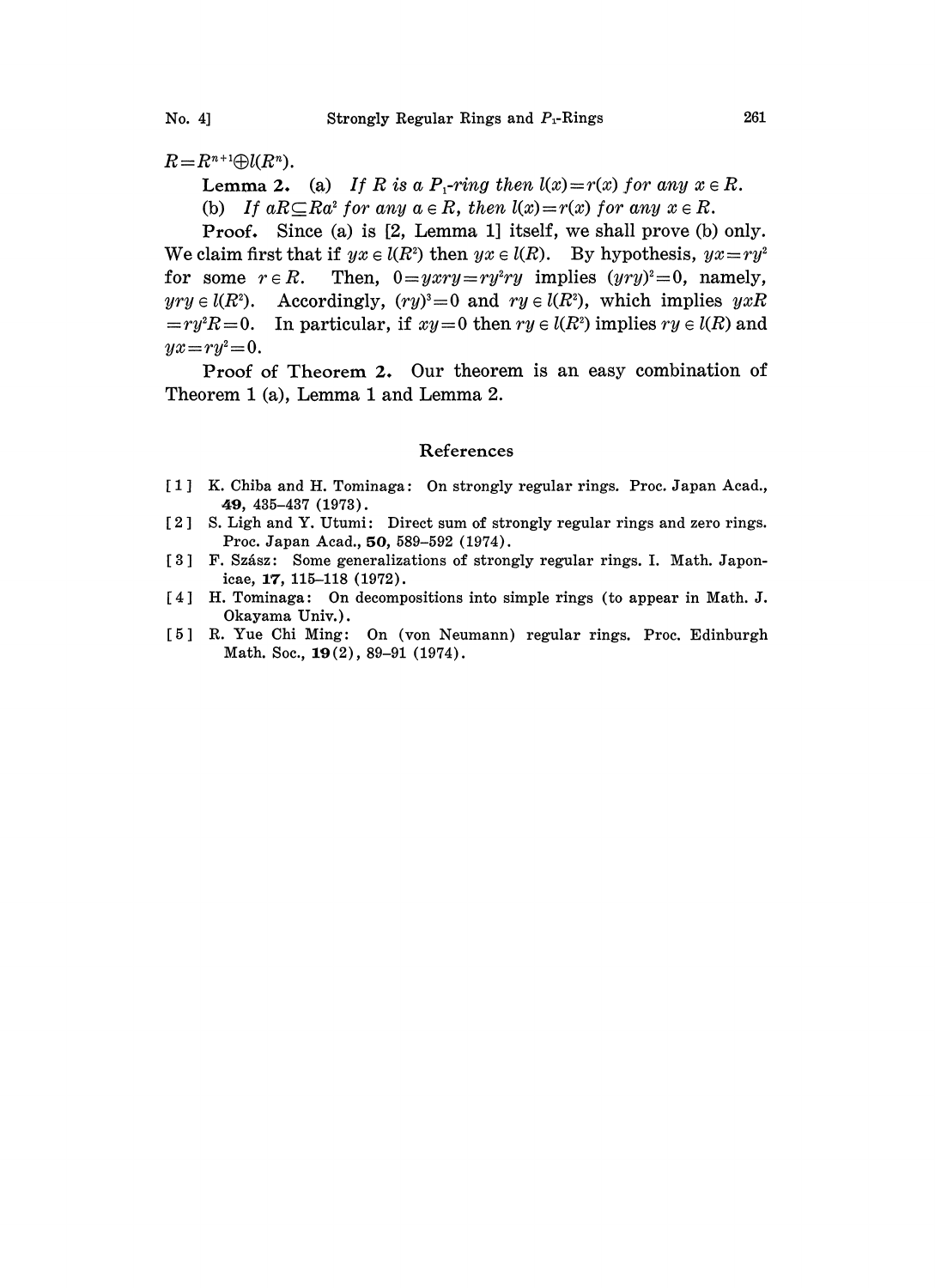$R = R^{n+1} \oplus l(R^n)$.

**Lemma 2.** (a) *If $R$ is a $P_1$-ring then $l(x) = r(x)$ for any $x \in R$.*

(b) *If $aR \subseteq Ra^2$ for any $a \in R$, then $l(x) = r(x)$ for any $x \in R$.*

**Proof.** Since (a) is [2, Lemma 1] itself, we shall prove (b) only. We claim first that if $yx \in l(R^2)$ then $yx \in l(R)$. By hypothesis, $yx = ry^2$ for some $r \in R$. Then, $0 = yxry = ry^2ry$ implies $(yry)^2 = 0$, namely, $yry \in l(R^2)$. Accordingly, $(ry)^3 = 0$ and $ry \in l(R^2)$, which implies $yxR = ry^2R = 0$. In particular, if $xy = 0$ then $ry \in l(R^2)$ implies $ry \in l(R)$ and $yx = ry^2 = 0$.

**Proof of Theorem 2.** Our theorem is an easy combination of Theorem 1 (a), Lemma 1 and Lemma 2.

## References

[1] K. Chiba and H. Tominaga: On strongly regular rings. Proc. Japan Acad., **49**, 435–437 (1973).

[2] S. Ligh and Y. Utumi: Direct sum of strongly regular rings and zero rings. Proc. Japan Acad., **50**, 589–592 (1974).

[3] F. Szász: Some generalizations of strongly regular rings. I. Math. Japonicae, **17**, 115–118 (1972).

[4] H. Tominaga: On decompositions into simple rings (to appear in Math. J. Okayama Univ.).

[5] R. Yue Chi Ming: On (von Neumann) regular rings. Proc. Edinburgh Math. Soc., **19**(2), 89–91 (1974).